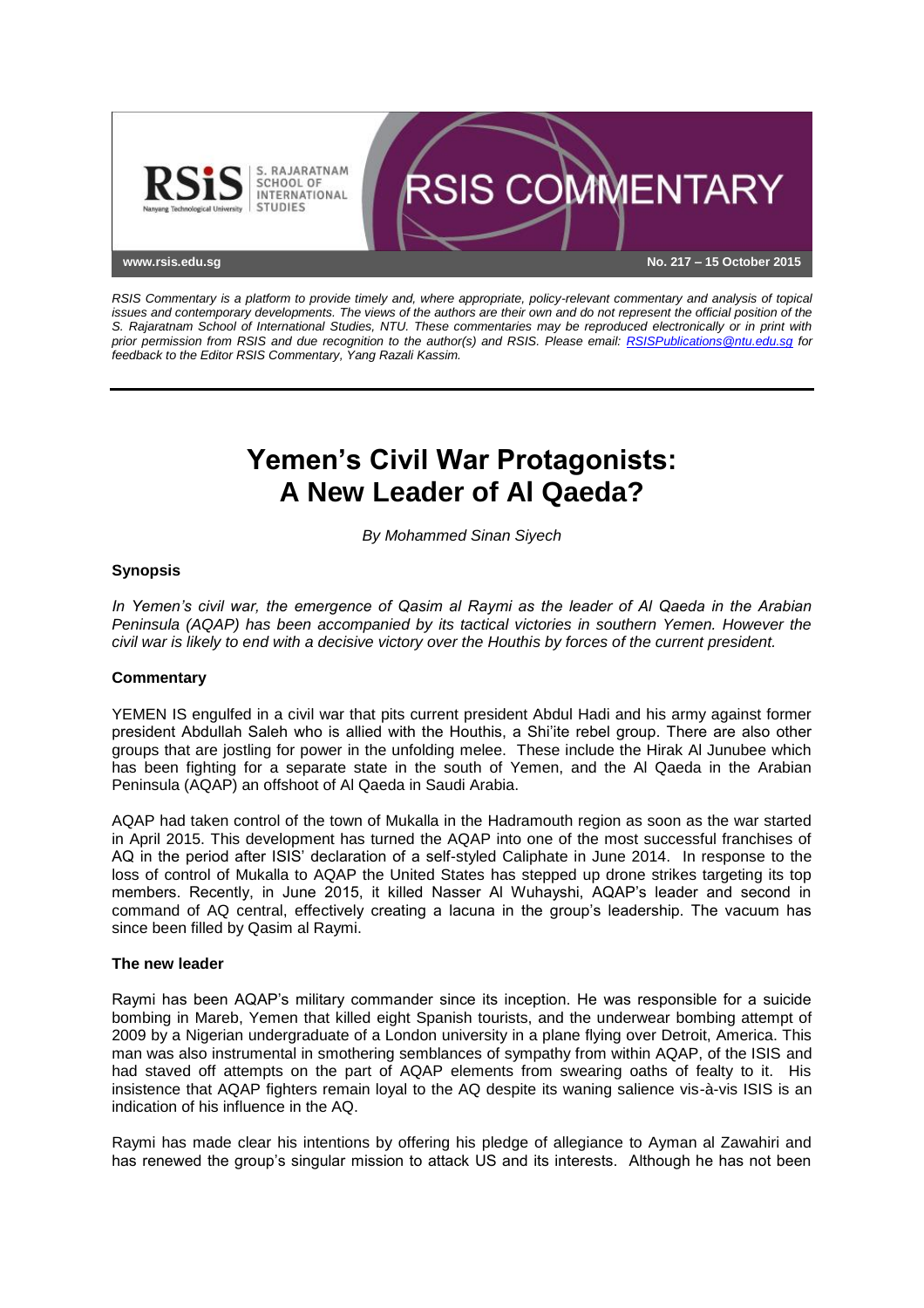RSIS S. RAJARATNAM SCHOOL OF INTERNATIONAL STUDIES Nanyang Technological University

# RSIS COMMENTARY

www.rsis.edu.sg

No. 217 – 15 October 2015

*RSIS Commentary is a platform to provide timely and, where appropriate, policy-relevant commentary and analysis of topical issues and contemporary developments. The views of the authors are their own and do not represent the official position of the S. Rajaratnam School of International Studies, NTU. These commentaries may be reproduced electronically or in print with prior permission from RSIS and due recognition to the author(s) and RSIS. Please email: RSISPublications@ntu.edu.sg for feedback to the Editor RSIS Commentary, Yang Razali Kassim.*

---

# Yemen's Civil War Protagonists: A New Leader of Al Qaeda?

*By Mohammed Sinan Siyech*

### Synopsis

*In Yemen's civil war, the emergence of Qasim al Raymi as the leader of Al Qaeda in the Arabian Peninsula (AQAP) has been accompanied by its tactical victories in southern Yemen. However the civil war is likely to end with a decisive victory over the Houthis by forces of the current president.*

### Commentary

YEMEN IS engulfed in a civil war that pits current president Abdul Hadi and his army against former president Abdullah Saleh who is allied with the Houthis, a Shi'ite rebel group. There are also other groups that are jostling for power in the unfolding melee. These include the Hirak Al Junubee which has been fighting for a separate state in the south of Yemen, and the Al Qaeda in the Arabian Peninsula (AQAP) an offshoot of Al Qaeda in Saudi Arabia.

AQAP had taken control of the town of Mukalla in the Hadramouth region as soon as the war started in April 2015. This development has turned the AQAP into one of the most successful franchises of AQ in the period after ISIS' declaration of a self-styled Caliphate in June 2014. In response to the loss of control of Mukalla to AQAP the United States has stepped up drone strikes targeting its top members. Recently, in June 2015, it killed Nasser Al Wuhayshi, AQAP's leader and second in command of AQ central, effectively creating a lacuna in the group's leadership. The vacuum has since been filled by Qasim al Raymi.

### The new leader

Raymi has been AQAP's military commander since its inception. He was responsible for a suicide bombing in Mareb, Yemen that killed eight Spanish tourists, and the underwear bombing attempt of 2009 by a Nigerian undergraduate of a London university in a plane flying over Detroit, America. This man was also instrumental in smothering semblances of sympathy from within AQAP, of the ISIS and had staved off attempts on the part of AQAP elements from swearing oaths of fealty to it. His insistence that AQAP fighters remain loyal to the AQ despite its waning salience vis-à-vis ISIS is an indication of his influence in the AQ.

Raymi has made clear his intentions by offering his pledge of allegiance to Ayman al Zawahiri and has renewed the group's singular mission to attack US and its interests. Although he has not been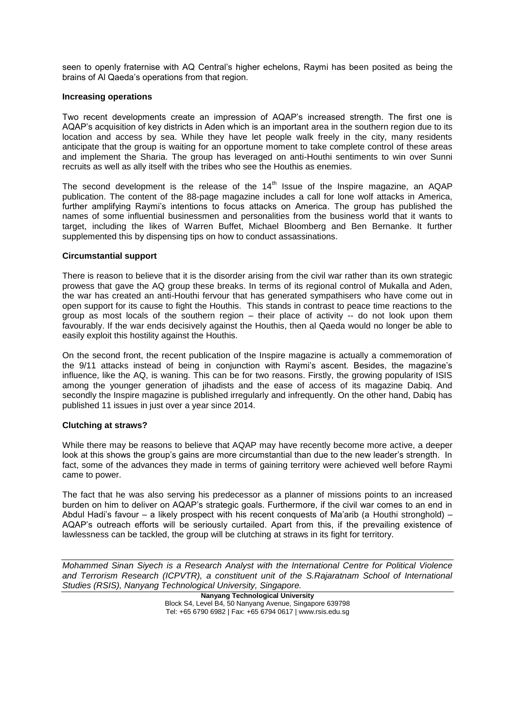seen to openly fraternise with AQ Central's higher echelons, Raymi has been posited as being the brains of Al Qaeda's operations from that region.

**Increasing operations**

Two recent developments create an impression of AQAP's increased strength. The first one is AQAP's acquisition of key districts in Aden which is an important area in the southern region due to its location and access by sea. While they have let people walk freely in the city, many residents anticipate that the group is waiting for an opportune moment to take complete control of these areas and implement the Sharia. The group has leveraged on anti-Houthi sentiments to win over Sunni recruits as well as ally itself with the tribes who see the Houthis as enemies.

The second development is the release of the 14th Issue of the Inspire magazine, an AQAP publication. The content of the 88-page magazine includes a call for lone wolf attacks in America, further amplifying Raymi's intentions to focus attacks on America. The group has published the names of some influential businessmen and personalities from the business world that it wants to target, including the likes of Warren Buffet, Michael Bloomberg and Ben Bernanke. It further supplemented this by dispensing tips on how to conduct assassinations.

**Circumstantial support**

There is reason to believe that it is the disorder arising from the civil war rather than its own strategic prowess that gave the AQ group these breaks. In terms of its regional control of Mukalla and Aden, the war has created an anti-Houthi fervour that has generated sympathisers who have come out in open support for its cause to fight the Houthis. This stands in contrast to peace time reactions to the group as most locals of the southern region – their place of activity -- do not look upon them favourably. If the war ends decisively against the Houthis, then al Qaeda would no longer be able to easily exploit this hostility against the Houthis.

On the second front, the recent publication of the Inspire magazine is actually a commemoration of the 9/11 attacks instead of being in conjunction with Raymi's ascent. Besides, the magazine's influence, like the AQ, is waning. This can be for two reasons. Firstly, the growing popularity of ISIS among the younger generation of jihadists and the ease of access of its magazine Dabiq. And secondly the Inspire magazine is published irregularly and infrequently. On the other hand, Dabiq has published 11 issues in just over a year since 2014.

**Clutching at straws?**

While there may be reasons to believe that AQAP may have recently become more active, a deeper look at this shows the group's gains are more circumstantial than due to the new leader's strength. In fact, some of the advances they made in terms of gaining territory were achieved well before Raymi came to power.

The fact that he was also serving his predecessor as a planner of missions points to an increased burden on him to deliver on AQAP's strategic goals. Furthermore, if the civil war comes to an end in Abdul Hadi's favour – a likely prospect with his recent conquests of Ma'arib (a Houthi stronghold) – AQAP's outreach efforts will be seriously curtailed. Apart from this, if the prevailing existence of lawlessness can be tackled, the group will be clutching at straws in its fight for territory.

*Mohammed Sinan Siyech is a Research Analyst with the International Centre for Political Violence and Terrorism Research (ICPVTR), a constituent unit of the S.Rajaratnam School of International Studies (RSIS), Nanyang Technological University, Singapore.*

**Nanyang Technological University**
Block S4, Level B4, 50 Nanyang Avenue, Singapore 639798
Tel: +65 6790 6982 | Fax: +65 6794 0617 | www.rsis.edu.sg